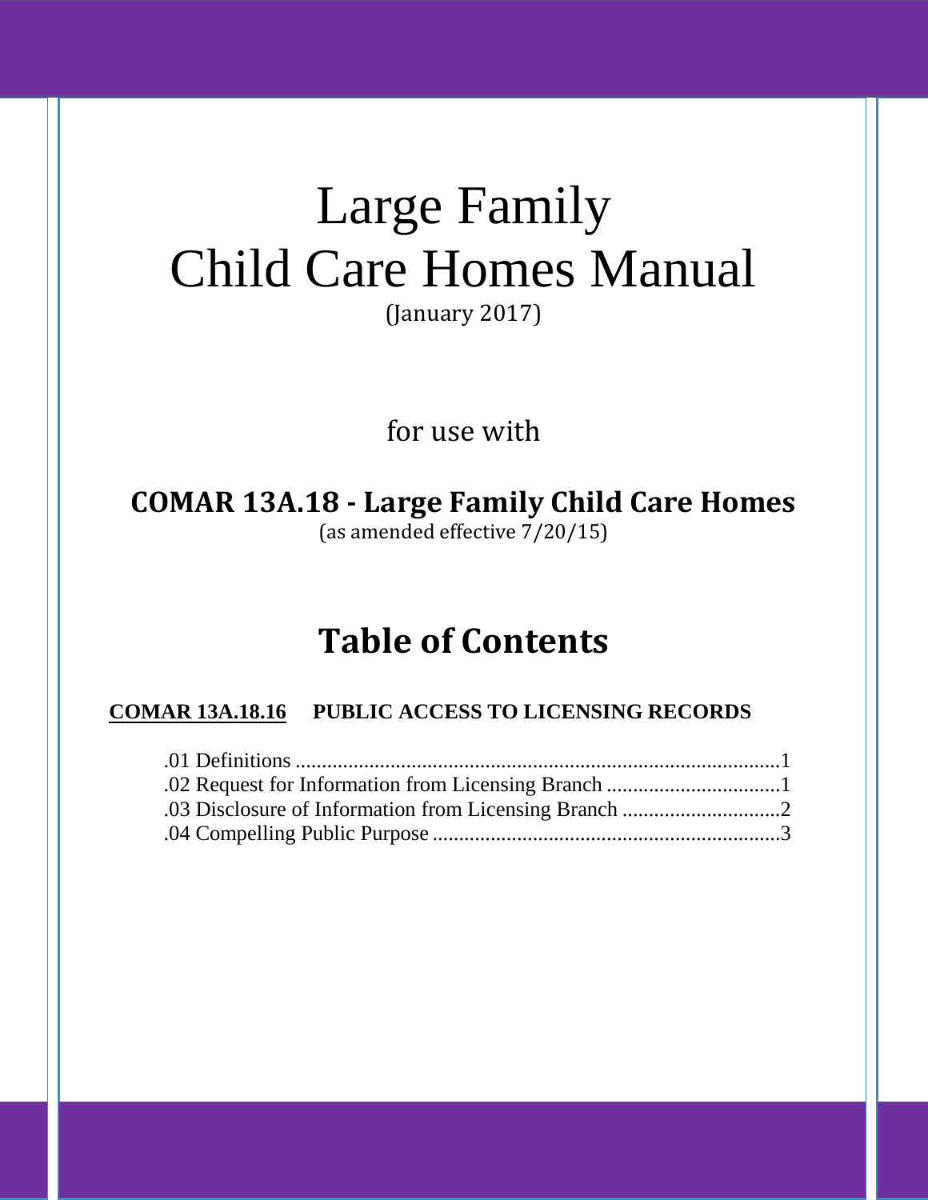# Large Family Child Care Homes Manual

(January 2017)

for use with

**COMAR 13A.18 - Large Family Child Care Homes**

(as amended effective 7/20/15)

## Table of Contents

**COMAR 13A.18.16 PUBLIC ACCESS TO LICENSING RECORDS**

.01 Definitions ........................................................................................1
.02 Request for Information from Licensing Branch ................................1
.03 Disclosure of Information from Licensing Branch ..............................2
.04 Compelling Public Purpose ..................................................................3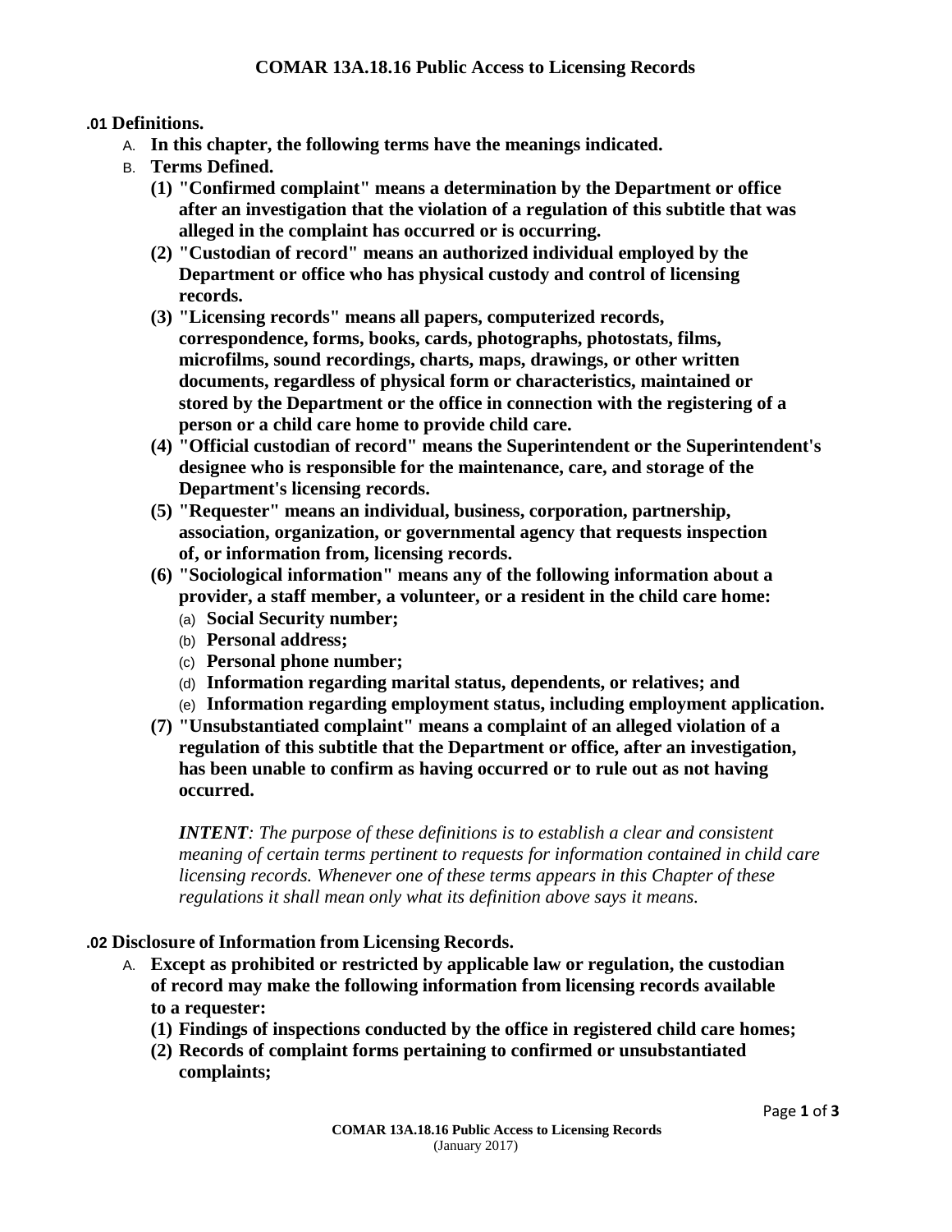**COMAR 13A.18.16 Public Access to Licensing Records**

**.01 Definitions.**

A. **In this chapter, the following terms have the meanings indicated.**

B. **Terms Defined.**

**(1) "Confirmed complaint" means a determination by the Department or office after an investigation that the violation of a regulation of this subtitle that was alleged in the complaint has occurred or is occurring.**

**(2) "Custodian of record" means an authorized individual employed by the Department or office who has physical custody and control of licensing records.**

**(3) "Licensing records" means all papers, computerized records, correspondence, forms, books, cards, photographs, photostats, films, microfilms, sound recordings, charts, maps, drawings, or other written documents, regardless of physical form or characteristics, maintained or stored by the Department or the office in connection with the registering of a person or a child care home to provide child care.**

**(4) "Official custodian of record" means the Superintendent or the Superintendent's designee who is responsible for the maintenance, care, and storage of the Department's licensing records.**

**(5) "Requester" means an individual, business, corporation, partnership, association, organization, or governmental agency that requests inspection of, or information from, licensing records.**

**(6) "Sociological information" means any of the following information about a provider, a staff member, a volunteer, or a resident in the child care home:**

(a) **Social Security number;**

(b) **Personal address;**

(c) **Personal phone number;**

(d) **Information regarding marital status, dependents, or relatives; and**

(e) **Information regarding employment status, including employment application.**

**(7) "Unsubstantiated complaint" means a complaint of an alleged violation of a regulation of this subtitle that the Department or office, after an investigation, has been unable to confirm as having occurred or to rule out as not having occurred.**

***INTENT****: The purpose of these definitions is to establish a clear and consistent meaning of certain terms pertinent to requests for information contained in child care licensing records. Whenever one of these terms appears in this Chapter of these regulations it shall mean only what its definition above says it means.*

**.02 Disclosure of Information from Licensing Records.**

A. **Except as prohibited or restricted by applicable law or regulation, the custodian of record may make the following information from licensing records available to a requester:**

**(1) Findings of inspections conducted by the office in registered child care homes;**

**(2) Records of complaint forms pertaining to confirmed or unsubstantiated complaints;**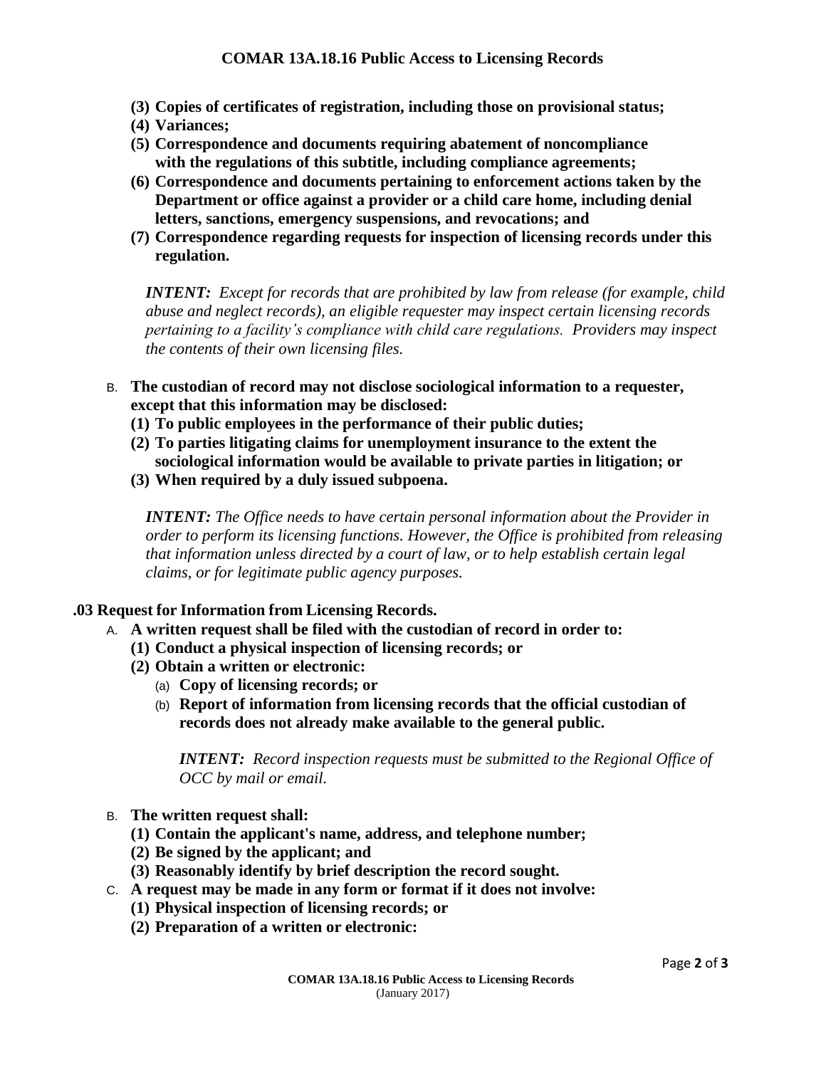**(3) Copies of certificates of registration, including those on provisional status;**
**(4) Variances;**
**(5) Correspondence and documents requiring abatement of noncompliance with the regulations of this subtitle, including compliance agreements;**
**(6) Correspondence and documents pertaining to enforcement actions taken by the Department or office against a provider or a child care home, including denial letters, sanctions, emergency suspensions, and revocations; and**
**(7) Correspondence regarding requests for inspection of licensing records under this regulation.**

***INTENT:*** *Except for records that are prohibited by law from release (for example, child abuse and neglect records), an eligible requester may inspect certain licensing records pertaining to a facility's compliance with child care regulations. Providers may inspect the contents of their own licensing files.*

B. **The custodian of record may not disclose sociological information to a requester, except that this information may be disclosed:**
**(1) To public employees in the performance of their public duties;**
**(2) To parties litigating claims for unemployment insurance to the extent the sociological information would be available to private parties in litigation; or**
**(3) When required by a duly issued subpoena.**

***INTENT:*** *The Office needs to have certain personal information about the Provider in order to perform its licensing functions. However, the Office is prohibited from releasing that information unless directed by a court of law, or to help establish certain legal claims, or for legitimate public agency purposes.*

**.03 Request for Information from Licensing Records.**

A. **A written request shall be filed with the custodian of record in order to:**
**(1) Conduct a physical inspection of licensing records; or**
**(2) Obtain a written or electronic:**
(a) **Copy of licensing records; or**
(b) **Report of information from licensing records that the official custodian of records does not already make available to the general public.**

***INTENT:*** *Record inspection requests must be submitted to the Regional Office of OCC by mail or email.*

B. **The written request shall:**
**(1) Contain the applicant's name, address, and telephone number;**
**(2) Be signed by the applicant; and**
**(3) Reasonably identify by brief description the record sought.**

C. **A request may be made in any form or format if it does not involve:**
**(1) Physical inspection of licensing records; or**
**(2) Preparation of a written or electronic:**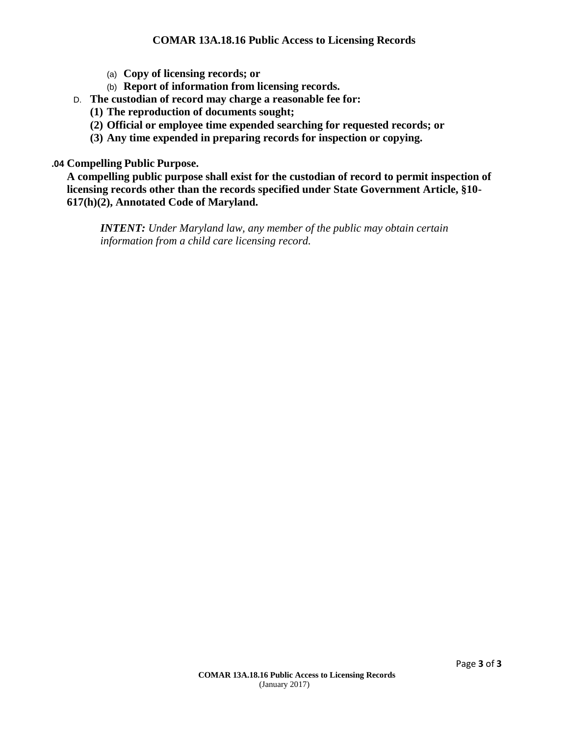(a) **Copy of licensing records; or**

(b) **Report of information from licensing records.**

D. **The custodian of record may charge a reasonable fee for:**

**(1) The reproduction of documents sought;**

**(2) Official or employee time expended searching for requested records; or**

**(3) Any time expended in preparing records for inspection or copying.**

**.04 Compelling Public Purpose.**

**A compelling public purpose shall exist for the custodian of record to permit inspection of licensing records other than the records specified under State Government Article, §10-617(h)(2), Annotated Code of Maryland.**

***INTENT:*** *Under Maryland law, any member of the public may obtain certain information from a child care licensing record.*